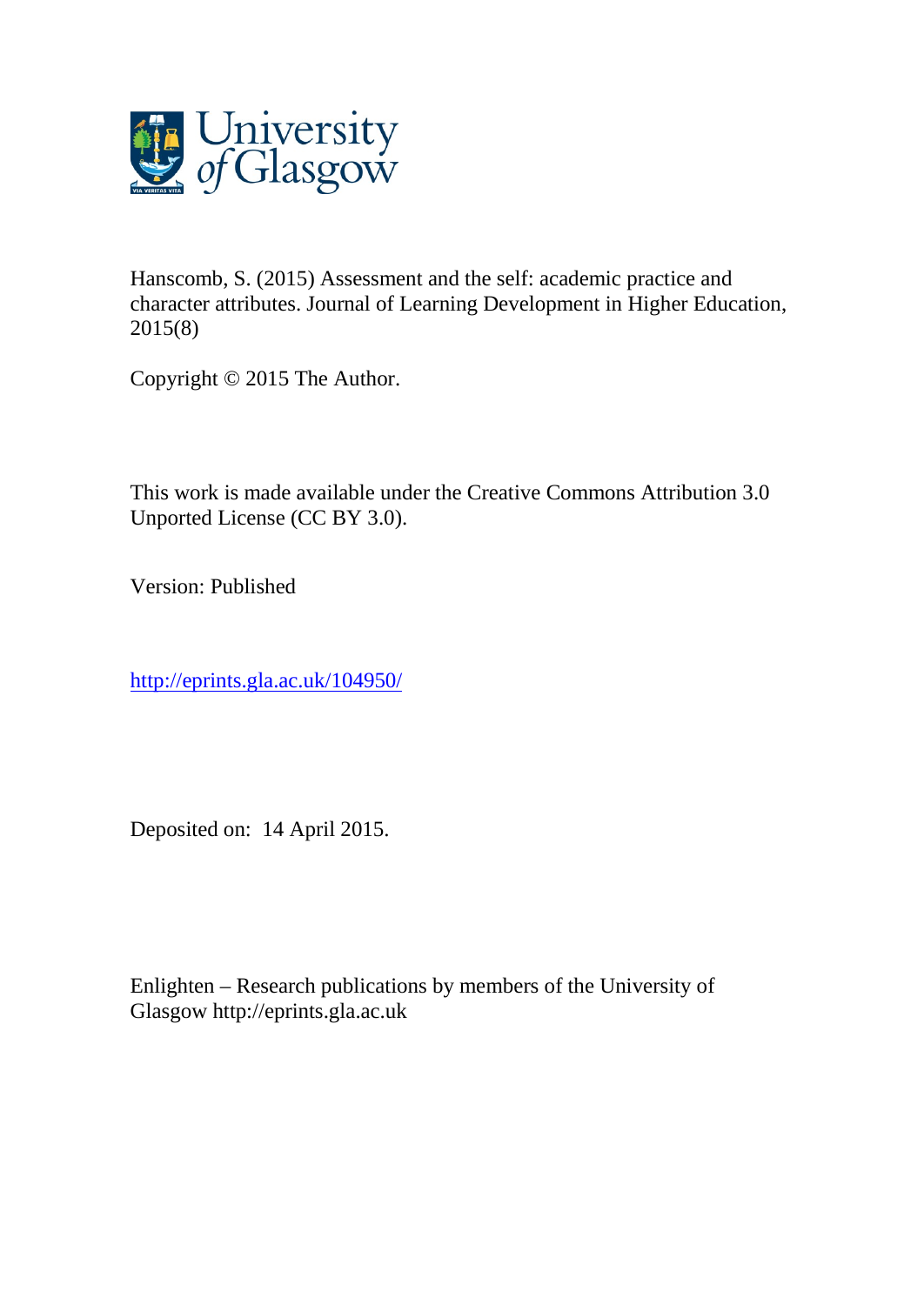Hanscomb, S. (2015) Assessment and the self: academic practice and character attributes. Journal of Learning Development in Higher Education, 2015(8)

Copyright © 2015 The Author.

This work is made available under the Creative Commons Attribution 3.0 Unported License (CC BY 3.0).

Version: Published

http://eprints.gla.ac.uk/104950/

Deposited on: 14 April 2015.

Enlighten – Research publications by members of the University of Glasgow http://eprints.gla.ac.uk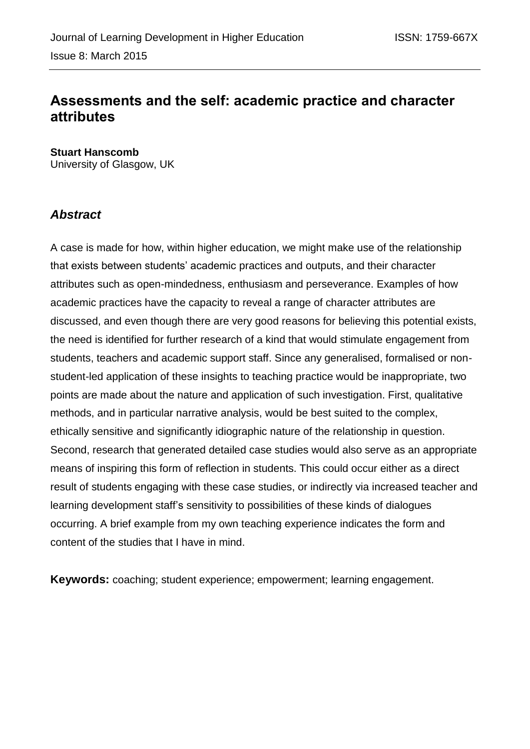# Assessments and the self: academic practice and character attributes

**Stuart Hanscomb**
University of Glasgow, UK

## *Abstract*

A case is made for how, within higher education, we might make use of the relationship that exists between students' academic practices and outputs, and their character attributes such as open-mindedness, enthusiasm and perseverance. Examples of how academic practices have the capacity to reveal a range of character attributes are discussed, and even though there are very good reasons for believing this potential exists, the need is identified for further research of a kind that would stimulate engagement from students, teachers and academic support staff. Since any generalised, formalised or non-student-led application of these insights to teaching practice would be inappropriate, two points are made about the nature and application of such investigation. First, qualitative methods, and in particular narrative analysis, would be best suited to the complex, ethically sensitive and significantly idiographic nature of the relationship in question. Second, research that generated detailed case studies would also serve as an appropriate means of inspiring this form of reflection in students. This could occur either as a direct result of students engaging with these case studies, or indirectly via increased teacher and learning development staff's sensitivity to possibilities of these kinds of dialogues occurring. A brief example from my own teaching experience indicates the form and content of the studies that I have in mind.

**Keywords:** coaching; student experience; empowerment; learning engagement.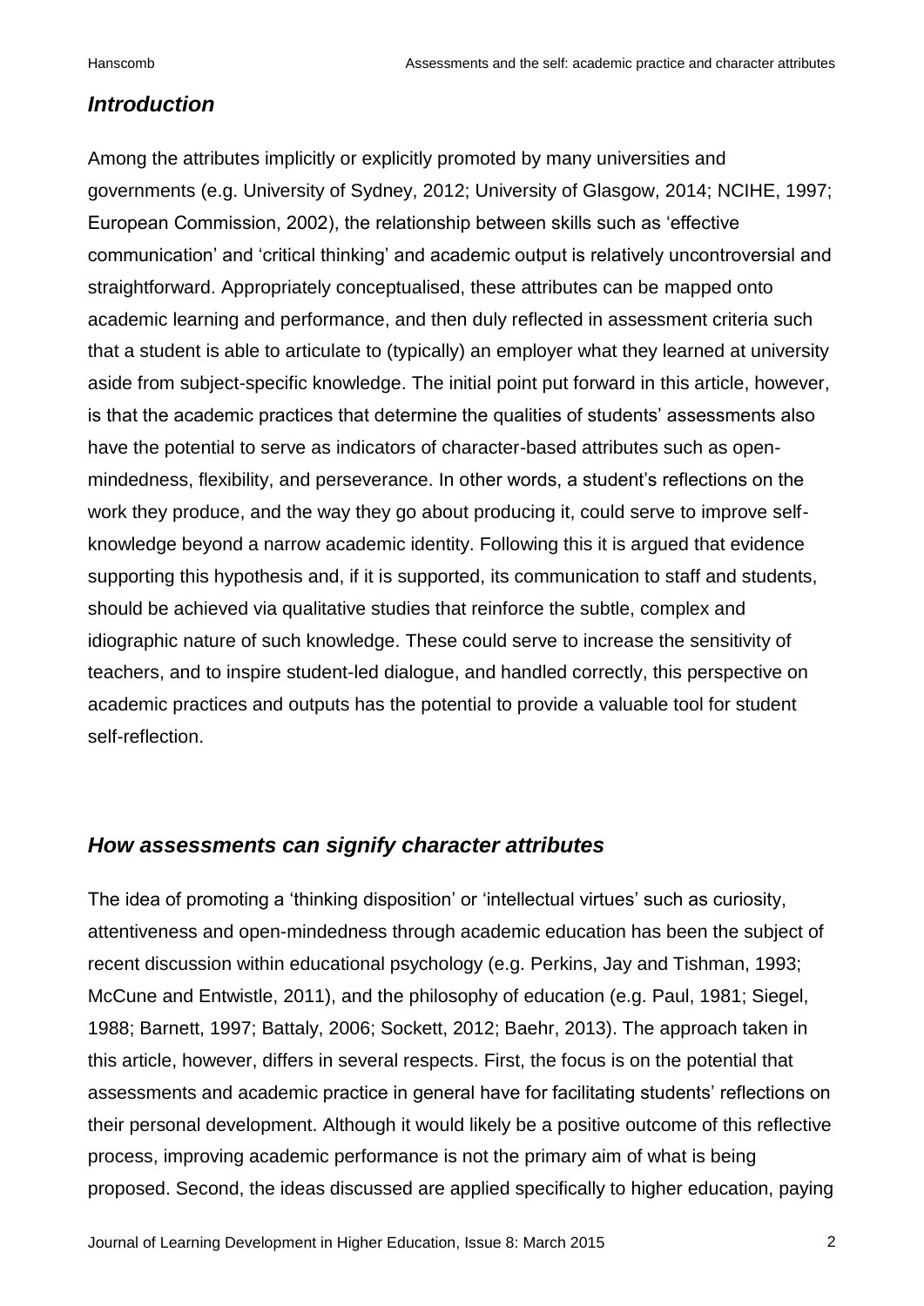## *Introduction*

Among the attributes implicitly or explicitly promoted by many universities and governments (e.g. University of Sydney, 2012; University of Glasgow, 2014; NCIHE, 1997; European Commission, 2002), the relationship between skills such as 'effective communication' and 'critical thinking' and academic output is relatively uncontroversial and straightforward. Appropriately conceptualised, these attributes can be mapped onto academic learning and performance, and then duly reflected in assessment criteria such that a student is able to articulate to (typically) an employer what they learned at university aside from subject-specific knowledge. The initial point put forward in this article, however, is that the academic practices that determine the qualities of students' assessments also have the potential to serve as indicators of character-based attributes such as open-mindedness, flexibility, and perseverance. In other words, a student's reflections on the work they produce, and the way they go about producing it, could serve to improve self-knowledge beyond a narrow academic identity. Following this it is argued that evidence supporting this hypothesis and, if it is supported, its communication to staff and students, should be achieved via qualitative studies that reinforce the subtle, complex and idiographic nature of such knowledge. These could serve to increase the sensitivity of teachers, and to inspire student-led dialogue, and handled correctly, this perspective on academic practices and outputs has the potential to provide a valuable tool for student self-reflection.

## *How assessments can signify character attributes*

The idea of promoting a 'thinking disposition' or 'intellectual virtues' such as curiosity, attentiveness and open-mindedness through academic education has been the subject of recent discussion within educational psychology (e.g. Perkins, Jay and Tishman, 1993; McCune and Entwistle, 2011), and the philosophy of education (e.g. Paul, 1981; Siegel, 1988; Barnett, 1997; Battaly, 2006; Sockett, 2012; Baehr, 2013). The approach taken in this article, however, differs in several respects. First, the focus is on the potential that assessments and academic practice in general have for facilitating students' reflections on their personal development. Although it would likely be a positive outcome of this reflective process, improving academic performance is not the primary aim of what is being proposed. Second, the ideas discussed are applied specifically to higher education, paying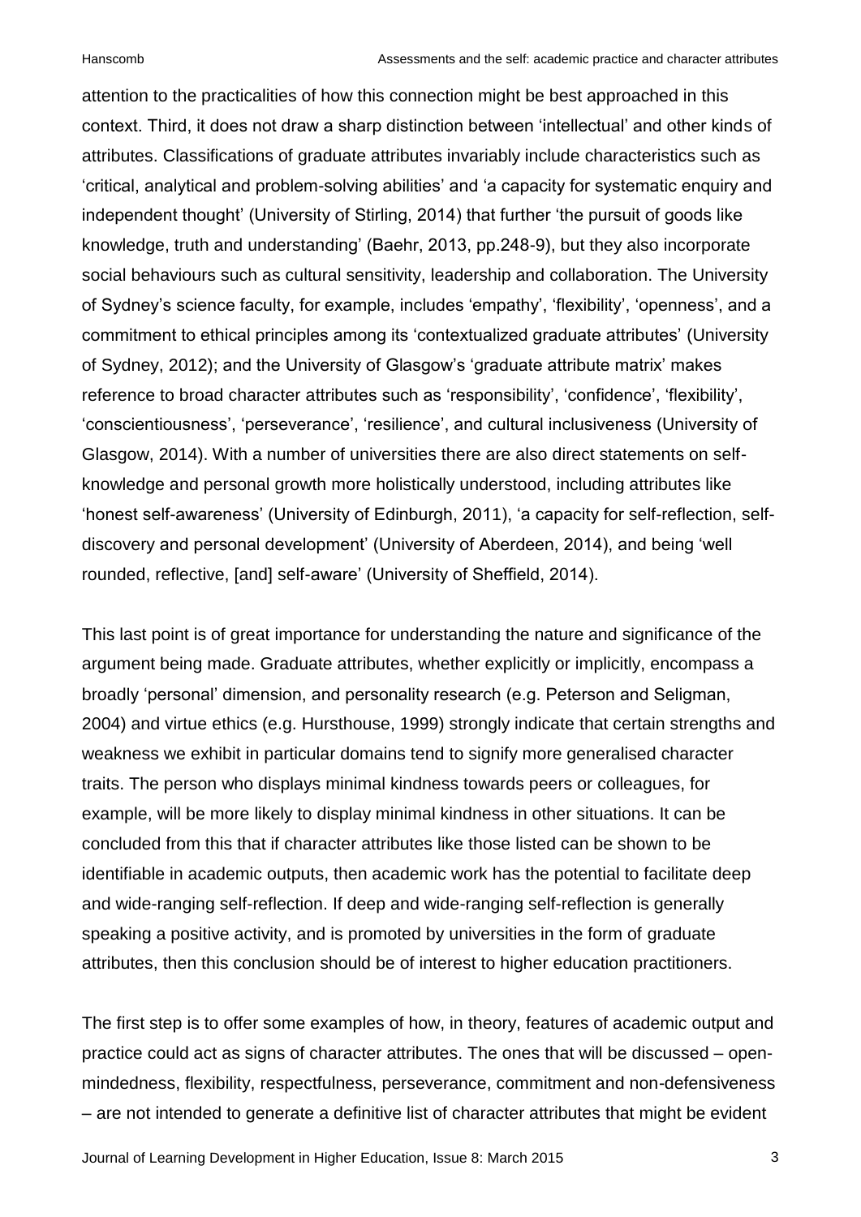attention to the practicalities of how this connection might be best approached in this context. Third, it does not draw a sharp distinction between 'intellectual' and other kinds of attributes. Classifications of graduate attributes invariably include characteristics such as 'critical, analytical and problem-solving abilities' and 'a capacity for systematic enquiry and independent thought' (University of Stirling, 2014) that further 'the pursuit of goods like knowledge, truth and understanding' (Baehr, 2013, pp.248-9), but they also incorporate social behaviours such as cultural sensitivity, leadership and collaboration. The University of Sydney's science faculty, for example, includes 'empathy', 'flexibility', 'openness', and a commitment to ethical principles among its 'contextualized graduate attributes' (University of Sydney, 2012); and the University of Glasgow's 'graduate attribute matrix' makes reference to broad character attributes such as 'responsibility', 'confidence', 'flexibility', 'conscientiousness', 'perseverance', 'resilience', and cultural inclusiveness (University of Glasgow, 2014). With a number of universities there are also direct statements on self-knowledge and personal growth more holistically understood, including attributes like 'honest self-awareness' (University of Edinburgh, 2011), 'a capacity for self-reflection, self-discovery and personal development' (University of Aberdeen, 2014), and being 'well rounded, reflective, [and] self-aware' (University of Sheffield, 2014).

This last point is of great importance for understanding the nature and significance of the argument being made. Graduate attributes, whether explicitly or implicitly, encompass a broadly 'personal' dimension, and personality research (e.g. Peterson and Seligman, 2004) and virtue ethics (e.g. Hursthouse, 1999) strongly indicate that certain strengths and weakness we exhibit in particular domains tend to signify more generalised character traits. The person who displays minimal kindness towards peers or colleagues, for example, will be more likely to display minimal kindness in other situations. It can be concluded from this that if character attributes like those listed can be shown to be identifiable in academic outputs, then academic work has the potential to facilitate deep and wide-ranging self-reflection. If deep and wide-ranging self-reflection is generally speaking a positive activity, and is promoted by universities in the form of graduate attributes, then this conclusion should be of interest to higher education practitioners.

The first step is to offer some examples of how, in theory, features of academic output and practice could act as signs of character attributes. The ones that will be discussed – open-mindedness, flexibility, respectfulness, perseverance, commitment and non-defensiveness – are not intended to generate a definitive list of character attributes that might be evident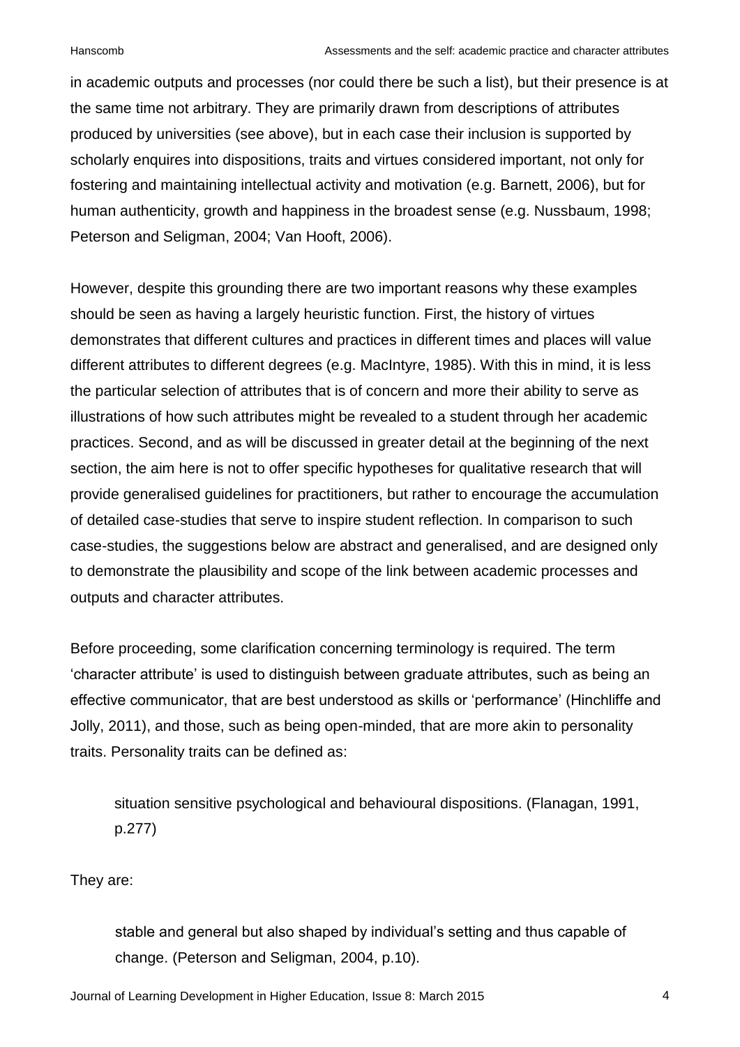in academic outputs and processes (nor could there be such a list), but their presence is at the same time not arbitrary. They are primarily drawn from descriptions of attributes produced by universities (see above), but in each case their inclusion is supported by scholarly enquires into dispositions, traits and virtues considered important, not only for fostering and maintaining intellectual activity and motivation (e.g. Barnett, 2006), but for human authenticity, growth and happiness in the broadest sense (e.g. Nussbaum, 1998; Peterson and Seligman, 2004; Van Hooft, 2006).

However, despite this grounding there are two important reasons why these examples should be seen as having a largely heuristic function. First, the history of virtues demonstrates that different cultures and practices in different times and places will value different attributes to different degrees (e.g. MacIntyre, 1985). With this in mind, it is less the particular selection of attributes that is of concern and more their ability to serve as illustrations of how such attributes might be revealed to a student through her academic practices. Second, and as will be discussed in greater detail at the beginning of the next section, the aim here is not to offer specific hypotheses for qualitative research that will provide generalised guidelines for practitioners, but rather to encourage the accumulation of detailed case-studies that serve to inspire student reflection. In comparison to such case-studies, the suggestions below are abstract and generalised, and are designed only to demonstrate the plausibility and scope of the link between academic processes and outputs and character attributes.

Before proceeding, some clarification concerning terminology is required. The term 'character attribute' is used to distinguish between graduate attributes, such as being an effective communicator, that are best understood as skills or 'performance' (Hinchliffe and Jolly, 2011), and those, such as being open-minded, that are more akin to personality traits. Personality traits can be defined as:

> situation sensitive psychological and behavioural dispositions. (Flanagan, 1991, p.277)

They are:

> stable and general but also shaped by individual's setting and thus capable of change. (Peterson and Seligman, 2004, p.10).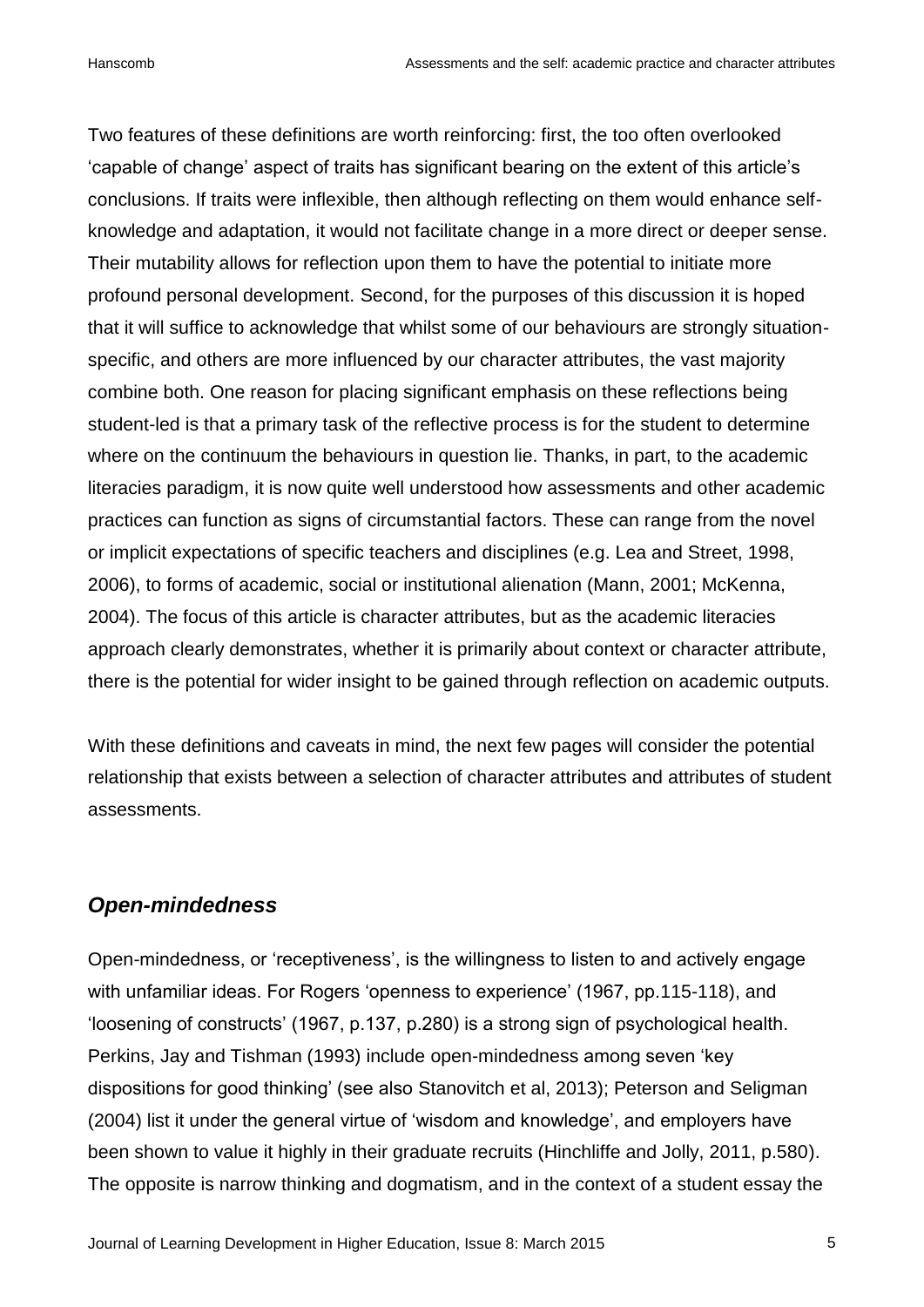Two features of these definitions are worth reinforcing: first, the too often overlooked 'capable of change' aspect of traits has significant bearing on the extent of this article's conclusions. If traits were inflexible, then although reflecting on them would enhance self-knowledge and adaptation, it would not facilitate change in a more direct or deeper sense. Their mutability allows for reflection upon them to have the potential to initiate more profound personal development. Second, for the purposes of this discussion it is hoped that it will suffice to acknowledge that whilst some of our behaviours are strongly situation-specific, and others are more influenced by our character attributes, the vast majority combine both. One reason for placing significant emphasis on these reflections being student-led is that a primary task of the reflective process is for the student to determine where on the continuum the behaviours in question lie. Thanks, in part, to the academic literacies paradigm, it is now quite well understood how assessments and other academic practices can function as signs of circumstantial factors. These can range from the novel or implicit expectations of specific teachers and disciplines (e.g. Lea and Street, 1998, 2006), to forms of academic, social or institutional alienation (Mann, 2001; McKenna, 2004). The focus of this article is character attributes, but as the academic literacies approach clearly demonstrates, whether it is primarily about context or character attribute, there is the potential for wider insight to be gained through reflection on academic outputs.

With these definitions and caveats in mind, the next few pages will consider the potential relationship that exists between a selection of character attributes and attributes of student assessments.

## *Open-mindedness*

Open-mindedness, or 'receptiveness', is the willingness to listen to and actively engage with unfamiliar ideas. For Rogers 'openness to experience' (1967, pp.115-118), and 'loosening of constructs' (1967, p.137, p.280) is a strong sign of psychological health. Perkins, Jay and Tishman (1993) include open-mindedness among seven 'key dispositions for good thinking' (see also Stanovitch et al, 2013); Peterson and Seligman (2004) list it under the general virtue of 'wisdom and knowledge', and employers have been shown to value it highly in their graduate recruits (Hinchliffe and Jolly, 2011, p.580). The opposite is narrow thinking and dogmatism, and in the context of a student essay the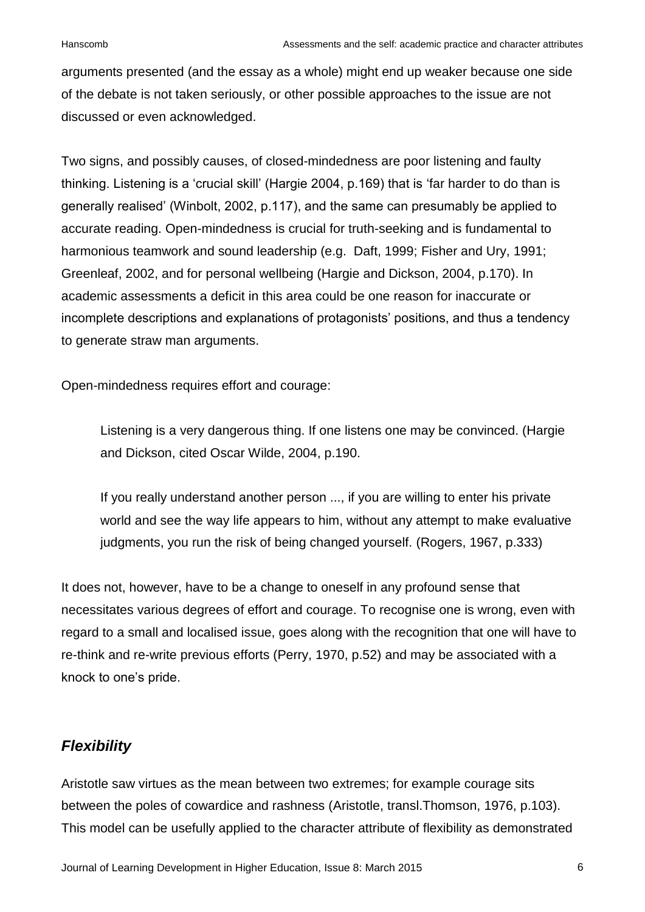arguments presented (and the essay as a whole) might end up weaker because one side of the debate is not taken seriously, or other possible approaches to the issue are not discussed or even acknowledged.

Two signs, and possibly causes, of closed-mindedness are poor listening and faulty thinking. Listening is a 'crucial skill' (Hargie 2004, p.169) that is 'far harder to do than is generally realised' (Winbolt, 2002, p.117), and the same can presumably be applied to accurate reading. Open-mindedness is crucial for truth-seeking and is fundamental to harmonious teamwork and sound leadership (e.g. Daft, 1999; Fisher and Ury, 1991; Greenleaf, 2002, and for personal wellbeing (Hargie and Dickson, 2004, p.170). In academic assessments a deficit in this area could be one reason for inaccurate or incomplete descriptions and explanations of protagonists' positions, and thus a tendency to generate straw man arguments.

Open-mindedness requires effort and courage:

> Listening is a very dangerous thing. If one listens one may be convinced. (Hargie and Dickson, cited Oscar Wilde, 2004, p.190.
>
> If you really understand another person ..., if you are willing to enter his private world and see the way life appears to him, without any attempt to make evaluative judgments, you run the risk of being changed yourself. (Rogers, 1967, p.333)

It does not, however, have to be a change to oneself in any profound sense that necessitates various degrees of effort and courage. To recognise one is wrong, even with regard to a small and localised issue, goes along with the recognition that one will have to re-think and re-write previous efforts (Perry, 1970, p.52) and may be associated with a knock to one's pride.

## *Flexibility*

Aristotle saw virtues as the mean between two extremes; for example courage sits between the poles of cowardice and rashness (Aristotle, transl.Thomson, 1976, p.103). This model can be usefully applied to the character attribute of flexibility as demonstrated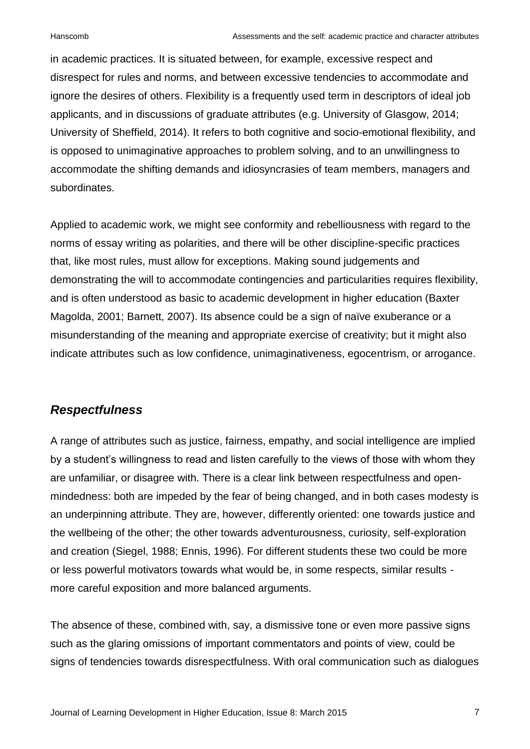in academic practices. It is situated between, for example, excessive respect and disrespect for rules and norms, and between excessive tendencies to accommodate and ignore the desires of others. Flexibility is a frequently used term in descriptors of ideal job applicants, and in discussions of graduate attributes (e.g. University of Glasgow, 2014; University of Sheffield, 2014). It refers to both cognitive and socio-emotional flexibility, and is opposed to unimaginative approaches to problem solving, and to an unwillingness to accommodate the shifting demands and idiosyncrasies of team members, managers and subordinates.

Applied to academic work, we might see conformity and rebelliousness with regard to the norms of essay writing as polarities, and there will be other discipline-specific practices that, like most rules, must allow for exceptions. Making sound judgements and demonstrating the will to accommodate contingencies and particularities requires flexibility, and is often understood as basic to academic development in higher education (Baxter Magolda, 2001; Barnett, 2007). Its absence could be a sign of naïve exuberance or a misunderstanding of the meaning and appropriate exercise of creativity; but it might also indicate attributes such as low confidence, unimaginativeness, egocentrism, or arrogance.

### *Respectfulness*

A range of attributes such as justice, fairness, empathy, and social intelligence are implied by a student's willingness to read and listen carefully to the views of those with whom they are unfamiliar, or disagree with. There is a clear link between respectfulness and open-mindedness: both are impeded by the fear of being changed, and in both cases modesty is an underpinning attribute. They are, however, differently oriented: one towards justice and the wellbeing of the other; the other towards adventurousness, curiosity, self-exploration and creation (Siegel, 1988; Ennis, 1996). For different students these two could be more or less powerful motivators towards what would be, in some respects, similar results - more careful exposition and more balanced arguments.

The absence of these, combined with, say, a dismissive tone or even more passive signs such as the glaring omissions of important commentators and points of view, could be signs of tendencies towards disrespectfulness. With oral communication such as dialogues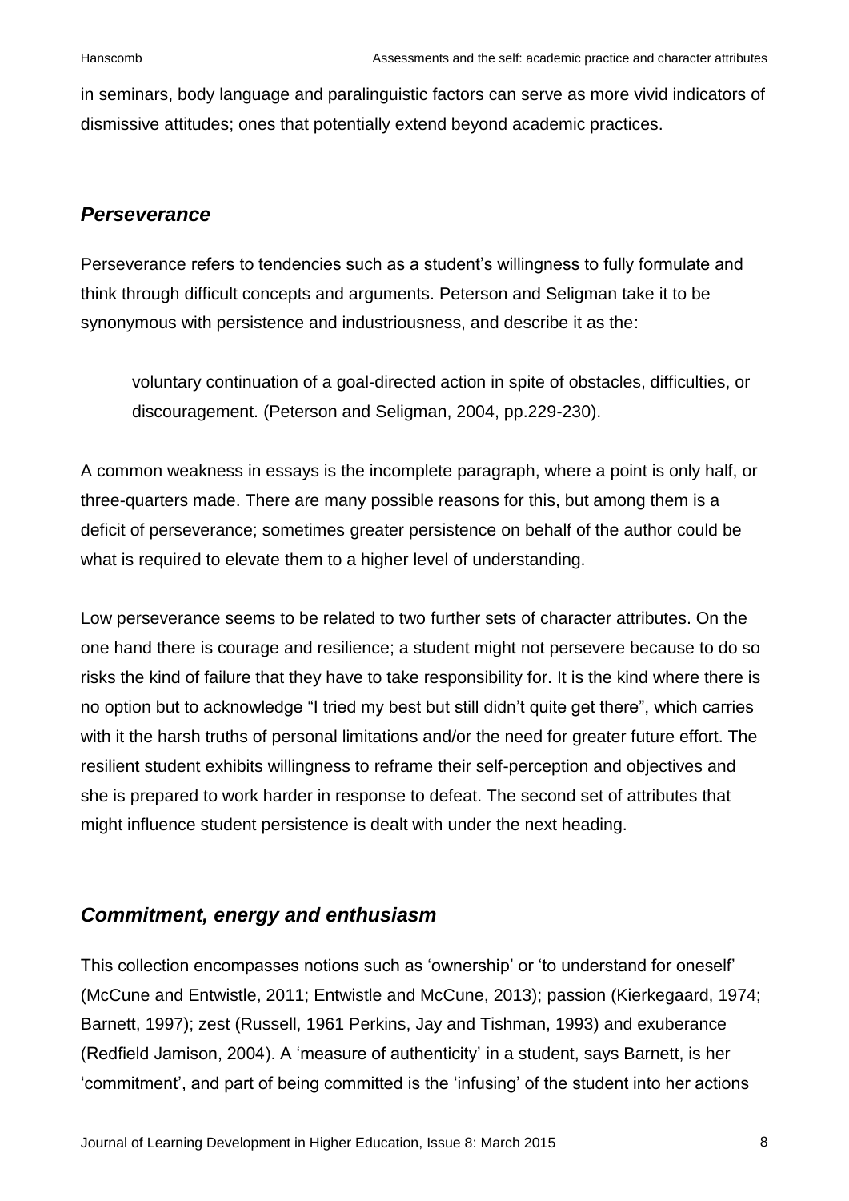in seminars, body language and paralinguistic factors can serve as more vivid indicators of dismissive attitudes; ones that potentially extend beyond academic practices.

### *Perseverance*

Perseverance refers to tendencies such as a student's willingness to fully formulate and think through difficult concepts and arguments. Peterson and Seligman take it to be synonymous with persistence and industriousness, and describe it as the:

> voluntary continuation of a goal-directed action in spite of obstacles, difficulties, or discouragement. (Peterson and Seligman, 2004, pp.229-230).

A common weakness in essays is the incomplete paragraph, where a point is only half, or three-quarters made. There are many possible reasons for this, but among them is a deficit of perseverance; sometimes greater persistence on behalf of the author could be what is required to elevate them to a higher level of understanding.

Low perseverance seems to be related to two further sets of character attributes. On the one hand there is courage and resilience; a student might not persevere because to do so risks the kind of failure that they have to take responsibility for. It is the kind where there is no option but to acknowledge "I tried my best but still didn't quite get there", which carries with it the harsh truths of personal limitations and/or the need for greater future effort. The resilient student exhibits willingness to reframe their self-perception and objectives and she is prepared to work harder in response to defeat. The second set of attributes that might influence student persistence is dealt with under the next heading.

### *Commitment, energy and enthusiasm*

This collection encompasses notions such as 'ownership' or 'to understand for oneself' (McCune and Entwistle, 2011; Entwistle and McCune, 2013); passion (Kierkegaard, 1974; Barnett, 1997); zest (Russell, 1961 Perkins, Jay and Tishman, 1993) and exuberance (Redfield Jamison, 2004). A 'measure of authenticity' in a student, says Barnett, is her 'commitment', and part of being committed is the 'infusing' of the student into her actions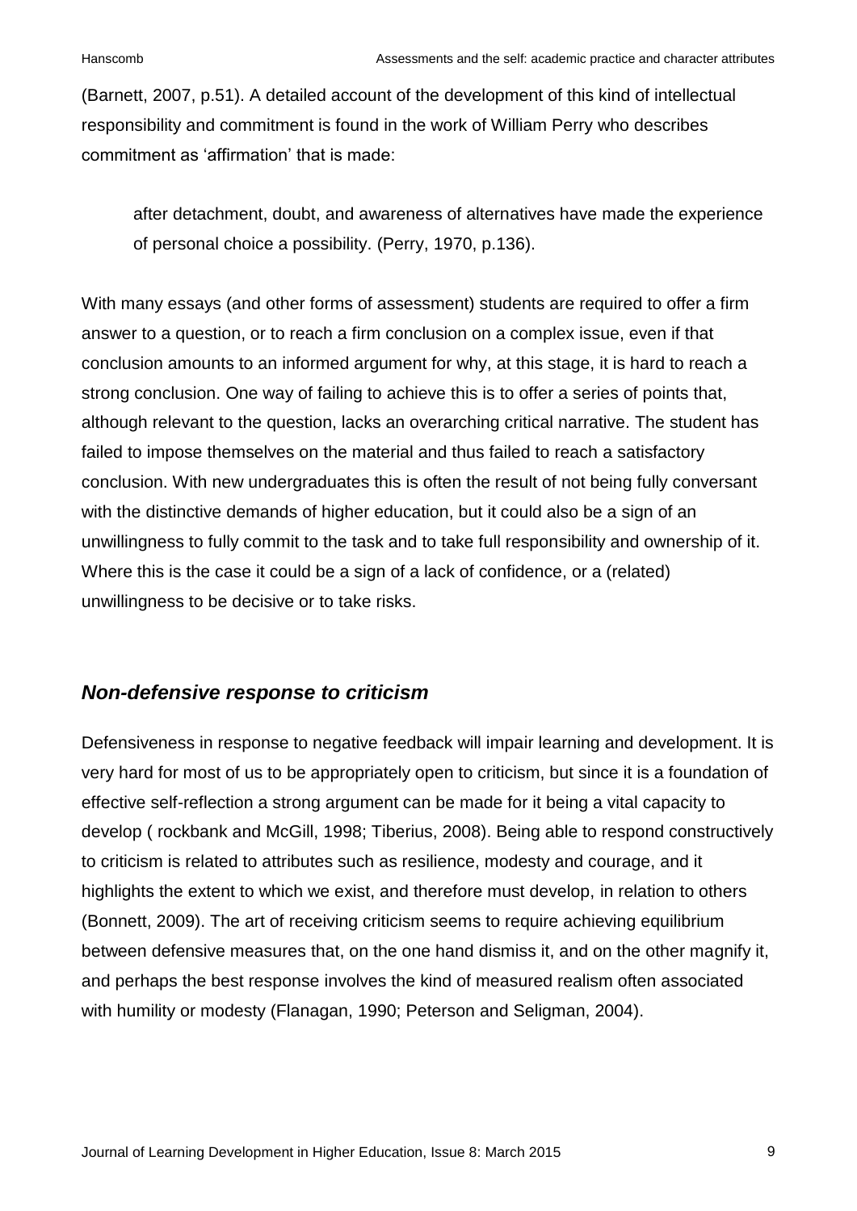(Barnett, 2007, p.51). A detailed account of the development of this kind of intellectual responsibility and commitment is found in the work of William Perry who describes commitment as 'affirmation' that is made:

> after detachment, doubt, and awareness of alternatives have made the experience of personal choice a possibility. (Perry, 1970, p.136).

With many essays (and other forms of assessment) students are required to offer a firm answer to a question, or to reach a firm conclusion on a complex issue, even if that conclusion amounts to an informed argument for why, at this stage, it is hard to reach a strong conclusion. One way of failing to achieve this is to offer a series of points that, although relevant to the question, lacks an overarching critical narrative. The student has failed to impose themselves on the material and thus failed to reach a satisfactory conclusion. With new undergraduates this is often the result of not being fully conversant with the distinctive demands of higher education, but it could also be a sign of an unwillingness to fully commit to the task and to take full responsibility and ownership of it. Where this is the case it could be a sign of a lack of confidence, or a (related) unwillingness to be decisive or to take risks.

## *Non-defensive response to criticism*

Defensiveness in response to negative feedback will impair learning and development. It is very hard for most of us to be appropriately open to criticism, but since it is a foundation of effective self-reflection a strong argument can be made for it being a vital capacity to develop ( rockbank and McGill, 1998; Tiberius, 2008). Being able to respond constructively to criticism is related to attributes such as resilience, modesty and courage, and it highlights the extent to which we exist, and therefore must develop, in relation to others (Bonnett, 2009). The art of receiving criticism seems to require achieving equilibrium between defensive measures that, on the one hand dismiss it, and on the other magnify it, and perhaps the best response involves the kind of measured realism often associated with humility or modesty (Flanagan, 1990; Peterson and Seligman, 2004).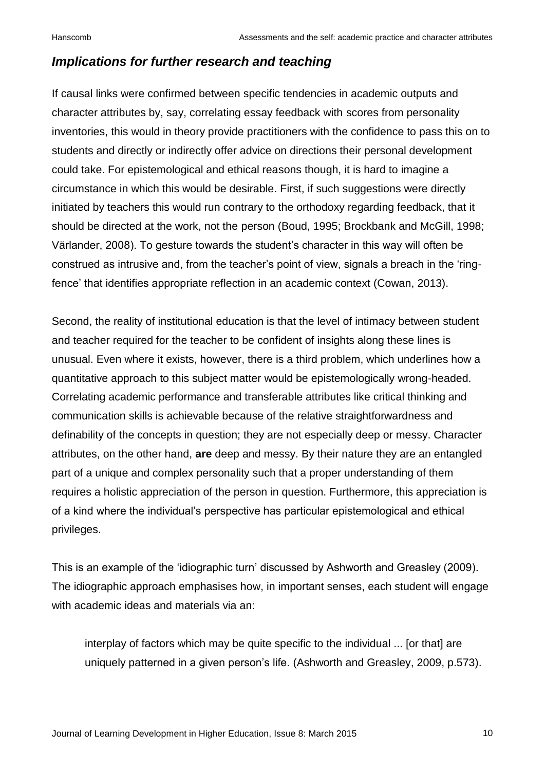## *Implications for further research and teaching*

If causal links were confirmed between specific tendencies in academic outputs and character attributes by, say, correlating essay feedback with scores from personality inventories, this would in theory provide practitioners with the confidence to pass this on to students and directly or indirectly offer advice on directions their personal development could take. For epistemological and ethical reasons though, it is hard to imagine a circumstance in which this would be desirable. First, if such suggestions were directly initiated by teachers this would run contrary to the orthodoxy regarding feedback, that it should be directed at the work, not the person (Boud, 1995; Brockbank and McGill, 1998; Värlander, 2008). To gesture towards the student's character in this way will often be construed as intrusive and, from the teacher's point of view, signals a breach in the 'ring-fence' that identifies appropriate reflection in an academic context (Cowan, 2013).

Second, the reality of institutional education is that the level of intimacy between student and teacher required for the teacher to be confident of insights along these lines is unusual. Even where it exists, however, there is a third problem, which underlines how a quantitative approach to this subject matter would be epistemologically wrong-headed. Correlating academic performance and transferable attributes like critical thinking and communication skills is achievable because of the relative straightforwardness and definability of the concepts in question; they are not especially deep or messy. Character attributes, on the other hand, **are** deep and messy. By their nature they are an entangled part of a unique and complex personality such that a proper understanding of them requires a holistic appreciation of the person in question. Furthermore, this appreciation is of a kind where the individual's perspective has particular epistemological and ethical privileges.

This is an example of the 'idiographic turn' discussed by Ashworth and Greasley (2009). The idiographic approach emphasises how, in important senses, each student will engage with academic ideas and materials via an:

> interplay of factors which may be quite specific to the individual ... [or that] are uniquely patterned in a given person's life. (Ashworth and Greasley, 2009, p.573).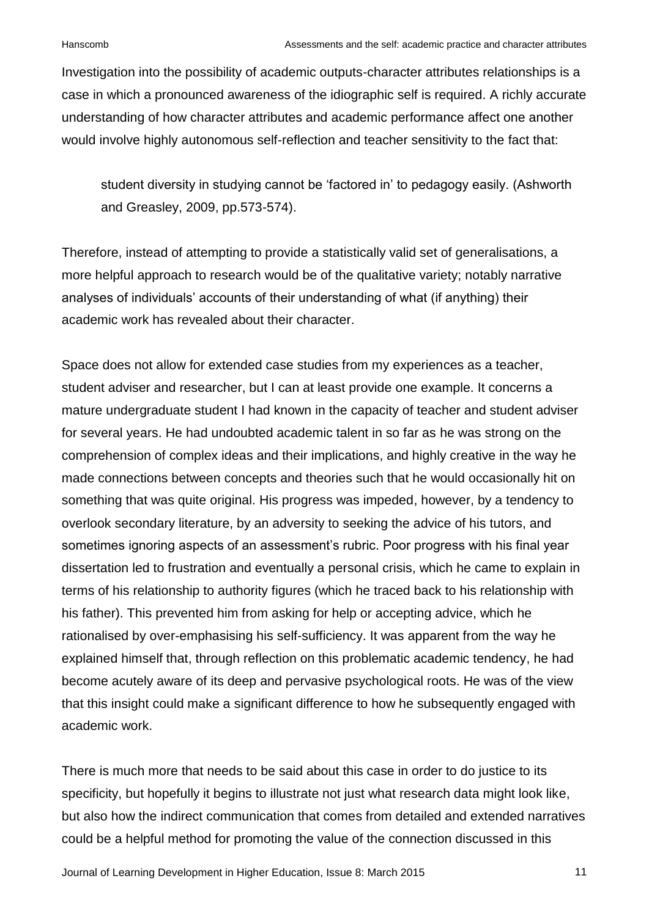Investigation into the possibility of academic outputs-character attributes relationships is a case in which a pronounced awareness of the idiographic self is required. A richly accurate understanding of how character attributes and academic performance affect one another would involve highly autonomous self-reflection and teacher sensitivity to the fact that:

> student diversity in studying cannot be 'factored in' to pedagogy easily. (Ashworth and Greasley, 2009, pp.573-574).

Therefore, instead of attempting to provide a statistically valid set of generalisations, a more helpful approach to research would be of the qualitative variety; notably narrative analyses of individuals' accounts of their understanding of what (if anything) their academic work has revealed about their character.

Space does not allow for extended case studies from my experiences as a teacher, student adviser and researcher, but I can at least provide one example. It concerns a mature undergraduate student I had known in the capacity of teacher and student adviser for several years. He had undoubted academic talent in so far as he was strong on the comprehension of complex ideas and their implications, and highly creative in the way he made connections between concepts and theories such that he would occasionally hit on something that was quite original. His progress was impeded, however, by a tendency to overlook secondary literature, by an adversity to seeking the advice of his tutors, and sometimes ignoring aspects of an assessment's rubric. Poor progress with his final year dissertation led to frustration and eventually a personal crisis, which he came to explain in terms of his relationship to authority figures (which he traced back to his relationship with his father). This prevented him from asking for help or accepting advice, which he rationalised by over-emphasising his self-sufficiency. It was apparent from the way he explained himself that, through reflection on this problematic academic tendency, he had become acutely aware of its deep and pervasive psychological roots. He was of the view that this insight could make a significant difference to how he subsequently engaged with academic work.

There is much more that needs to be said about this case in order to do justice to its specificity, but hopefully it begins to illustrate not just what research data might look like, but also how the indirect communication that comes from detailed and extended narratives could be a helpful method for promoting the value of the connection discussed in this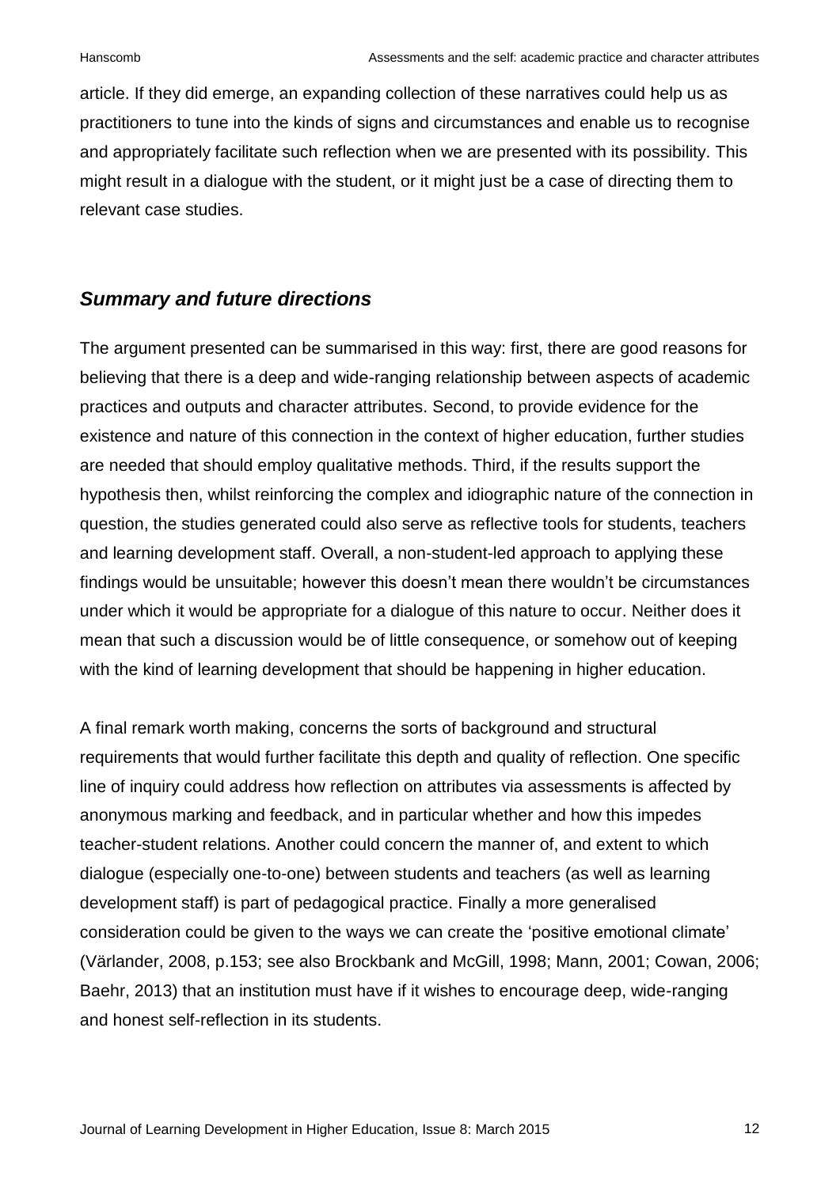article. If they did emerge, an expanding collection of these narratives could help us as practitioners to tune into the kinds of signs and circumstances and enable us to recognise and appropriately facilitate such reflection when we are presented with its possibility. This might result in a dialogue with the student, or it might just be a case of directing them to relevant case studies.

## *Summary and future directions*

The argument presented can be summarised in this way: first, there are good reasons for believing that there is a deep and wide-ranging relationship between aspects of academic practices and outputs and character attributes. Second, to provide evidence for the existence and nature of this connection in the context of higher education, further studies are needed that should employ qualitative methods. Third, if the results support the hypothesis then, whilst reinforcing the complex and idiographic nature of the connection in question, the studies generated could also serve as reflective tools for students, teachers and learning development staff. Overall, a non-student-led approach to applying these findings would be unsuitable; however this doesn't mean there wouldn't be circumstances under which it would be appropriate for a dialogue of this nature to occur. Neither does it mean that such a discussion would be of little consequence, or somehow out of keeping with the kind of learning development that should be happening in higher education.

A final remark worth making, concerns the sorts of background and structural requirements that would further facilitate this depth and quality of reflection. One specific line of inquiry could address how reflection on attributes via assessments is affected by anonymous marking and feedback, and in particular whether and how this impedes teacher-student relations. Another could concern the manner of, and extent to which dialogue (especially one-to-one) between students and teachers (as well as learning development staff) is part of pedagogical practice. Finally a more generalised consideration could be given to the ways we can create the 'positive emotional climate' (Värlander, 2008, p.153; see also Brockbank and McGill, 1998; Mann, 2001; Cowan, 2006; Baehr, 2013) that an institution must have if it wishes to encourage deep, wide-ranging and honest self-reflection in its students.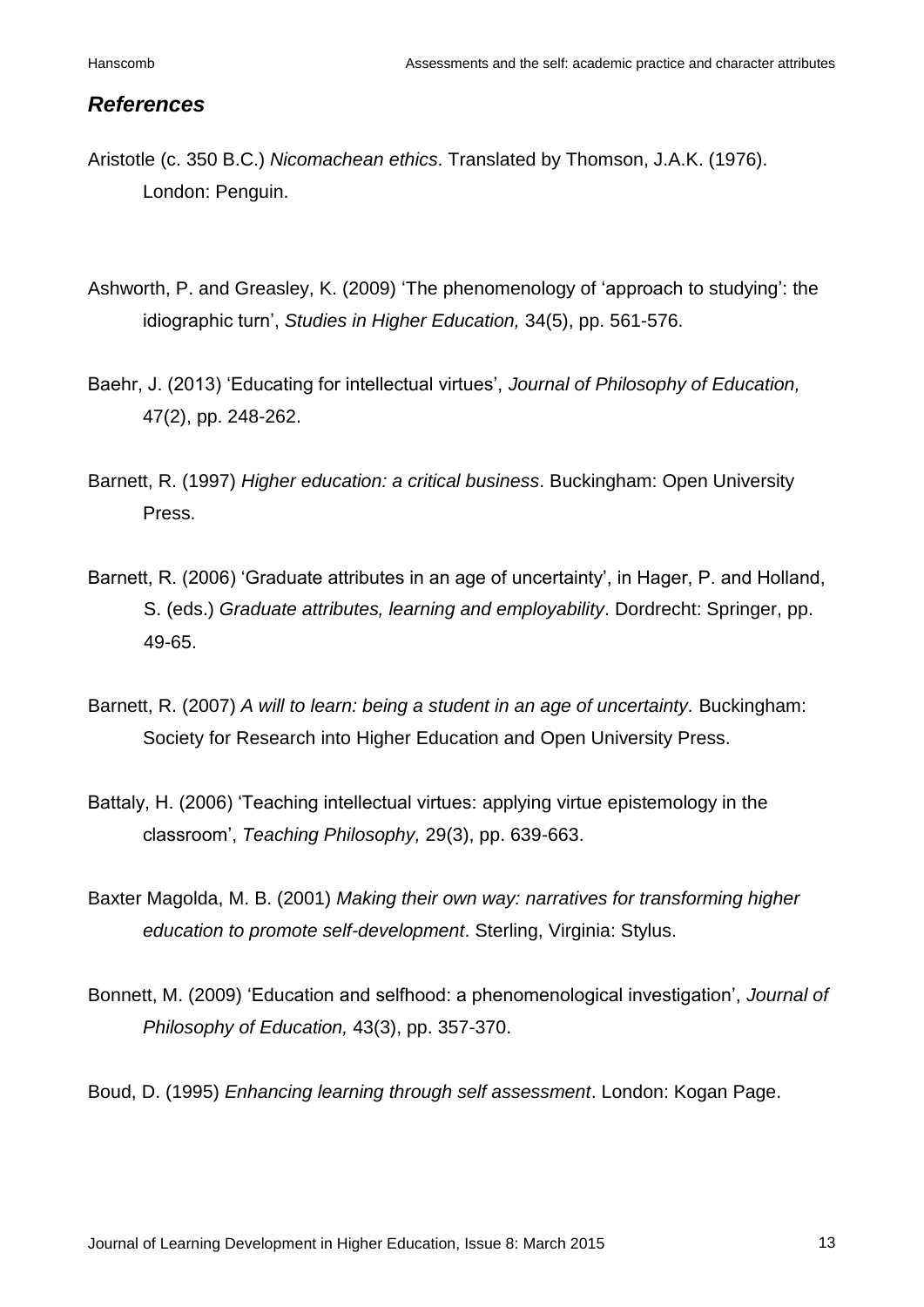## *References*

Aristotle (c. 350 B.C.) *Nicomachean ethics*. Translated by Thomson, J.A.K. (1976). London: Penguin.

Ashworth, P. and Greasley, K. (2009) 'The phenomenology of 'approach to studying': the idiographic turn', *Studies in Higher Education,* 34(5), pp. 561-576.

Baehr, J. (2013) 'Educating for intellectual virtues', *Journal of Philosophy of Education,* 47(2), pp. 248-262.

Barnett, R. (1997) *Higher education: a critical business*. Buckingham: Open University Press.

Barnett, R. (2006) 'Graduate attributes in an age of uncertainty', in Hager, P. and Holland, S. (eds.) *Graduate attributes, learning and employability*. Dordrecht: Springer, pp. 49-65.

Barnett, R. (2007) *A will to learn: being a student in an age of uncertainty.* Buckingham: Society for Research into Higher Education and Open University Press.

Battaly, H. (2006) 'Teaching intellectual virtues: applying virtue epistemology in the classroom', *Teaching Philosophy,* 29(3), pp. 639-663.

Baxter Magolda, M. B. (2001) *Making their own way: narratives for transforming higher education to promote self-development*. Sterling, Virginia: Stylus.

Bonnett, M. (2009) 'Education and selfhood: a phenomenological investigation', *Journal of Philosophy of Education,* 43(3), pp. 357-370.

Boud, D. (1995) *Enhancing learning through self assessment*. London: Kogan Page.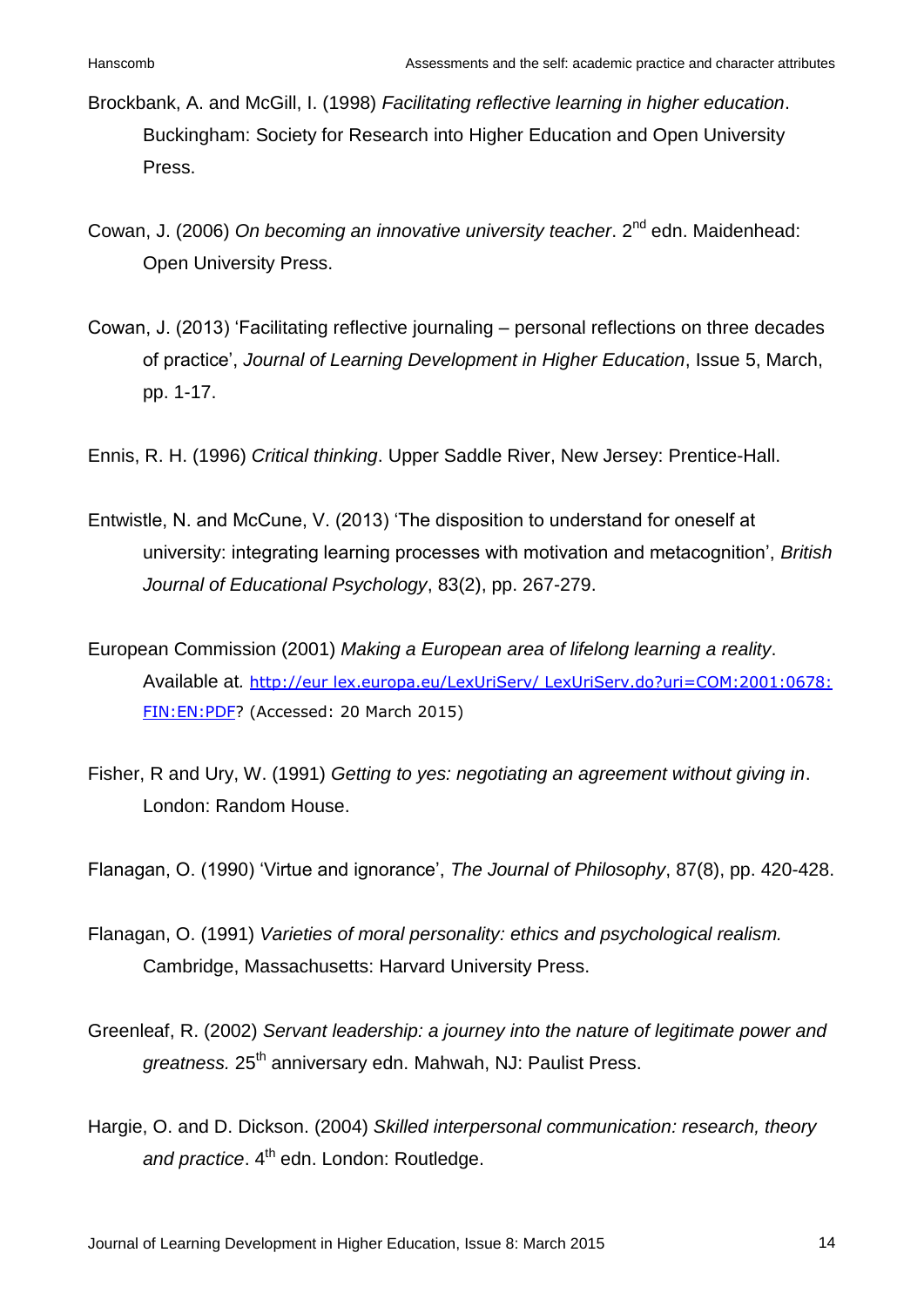Brockbank, A. and McGill, I. (1998) *Facilitating reflective learning in higher education*. Buckingham: Society for Research into Higher Education and Open University Press.

Cowan, J. (2006) *On becoming an innovative university teacher*. 2nd edn. Maidenhead: Open University Press.

Cowan, J. (2013) 'Facilitating reflective journaling – personal reflections on three decades of practice', *Journal of Learning Development in Higher Education*, Issue 5, March, pp. 1-17.

Ennis, R. H. (1996) *Critical thinking*. Upper Saddle River, New Jersey: Prentice-Hall.

Entwistle, N. and McCune, V. (2013) 'The disposition to understand for oneself at university: integrating learning processes with motivation and metacognition', *British Journal of Educational Psychology*, 83(2), pp. 267-279.

European Commission (2001) *Making a European area of lifelong learning a reality*. Available at. http://eur lex.europa.eu/LexUriServ/ LexUriServ.do?uri=COM:2001:0678:FIN:EN:PDF? (Accessed: 20 March 2015)

Fisher, R and Ury, W. (1991) *Getting to yes: negotiating an agreement without giving in*. London: Random House.

Flanagan, O. (1990) 'Virtue and ignorance', *The Journal of Philosophy*, 87(8), pp. 420-428.

Flanagan, O. (1991) *Varieties of moral personality: ethics and psychological realism.* Cambridge, Massachusetts: Harvard University Press.

Greenleaf, R. (2002) *Servant leadership: a journey into the nature of legitimate power and greatness.* 25th anniversary edn. Mahwah, NJ: Paulist Press.

Hargie, O. and D. Dickson. (2004) *Skilled interpersonal communication: research, theory and practice*. 4th edn. London: Routledge.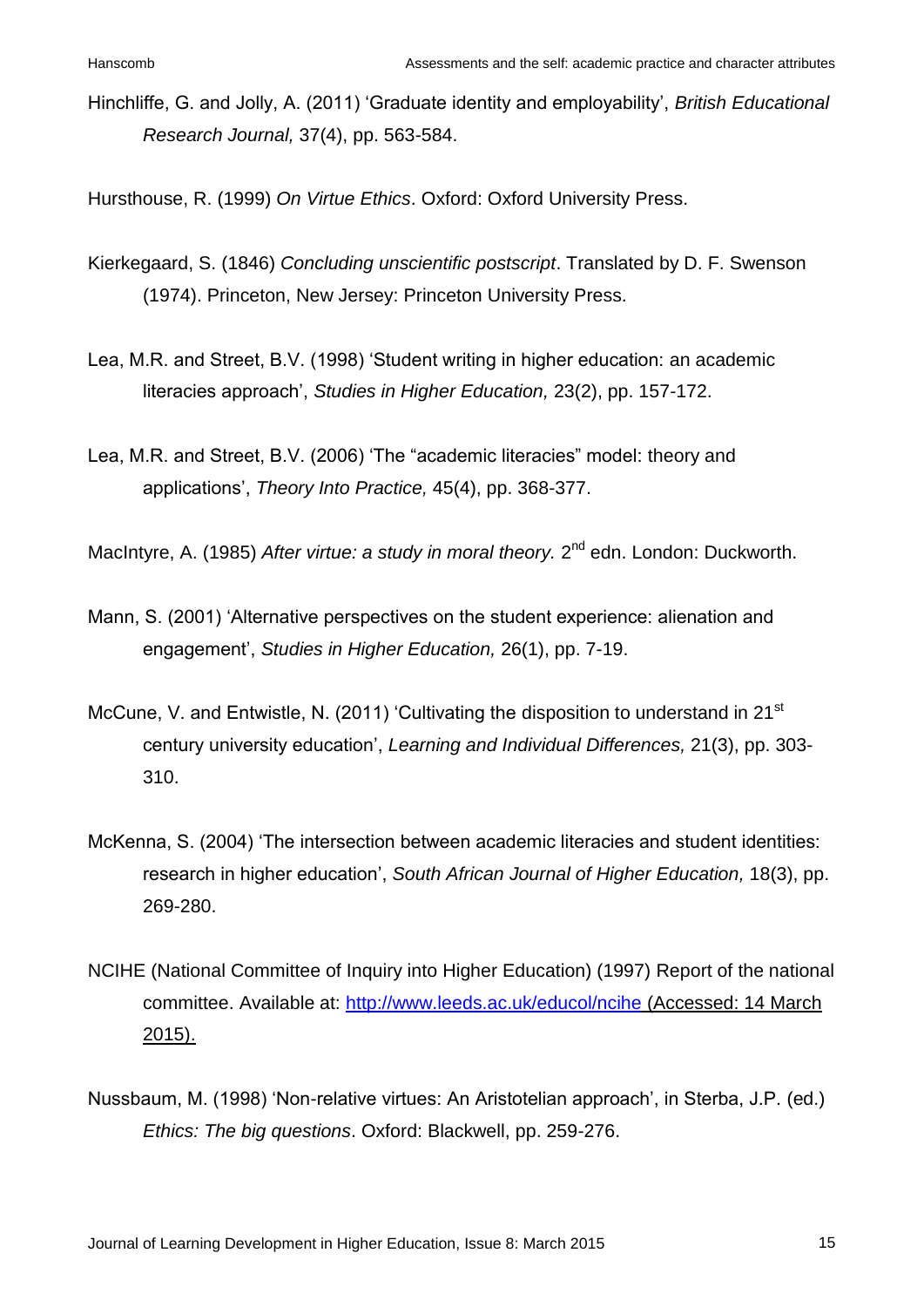Hinchliffe, G. and Jolly, A. (2011) 'Graduate identity and employability', *British Educational Research Journal,* 37(4), pp. 563-584.

Hursthouse, R. (1999) *On Virtue Ethics*. Oxford: Oxford University Press.

Kierkegaard, S. (1846) *Concluding unscientific postscript*. Translated by D. F. Swenson (1974). Princeton, New Jersey: Princeton University Press.

Lea, M.R. and Street, B.V. (1998) 'Student writing in higher education: an academic literacies approach', *Studies in Higher Education,* 23(2), pp. 157-172.

Lea, M.R. and Street, B.V. (2006) 'The "academic literacies" model: theory and applications', *Theory Into Practice,* 45(4), pp. 368-377.

MacIntyre, A. (1985) *After virtue: a study in moral theory.* 2nd edn. London: Duckworth.

Mann, S. (2001) 'Alternative perspectives on the student experience: alienation and engagement', *Studies in Higher Education,* 26(1), pp. 7-19.

McCune, V. and Entwistle, N. (2011) 'Cultivating the disposition to understand in 21st century university education', *Learning and Individual Differences,* 21(3), pp. 303-310.

McKenna, S. (2004) 'The intersection between academic literacies and student identities: research in higher education', *South African Journal of Higher Education,* 18(3), pp. 269-280.

NCIHE (National Committee of Inquiry into Higher Education) (1997) Report of the national committee. Available at: http://www.leeds.ac.uk/educol/ncihe (Accessed: 14 March 2015).

Nussbaum, M. (1998) 'Non-relative virtues: An Aristotelian approach', in Sterba, J.P. (ed.) *Ethics: The big questions*. Oxford: Blackwell, pp. 259-276.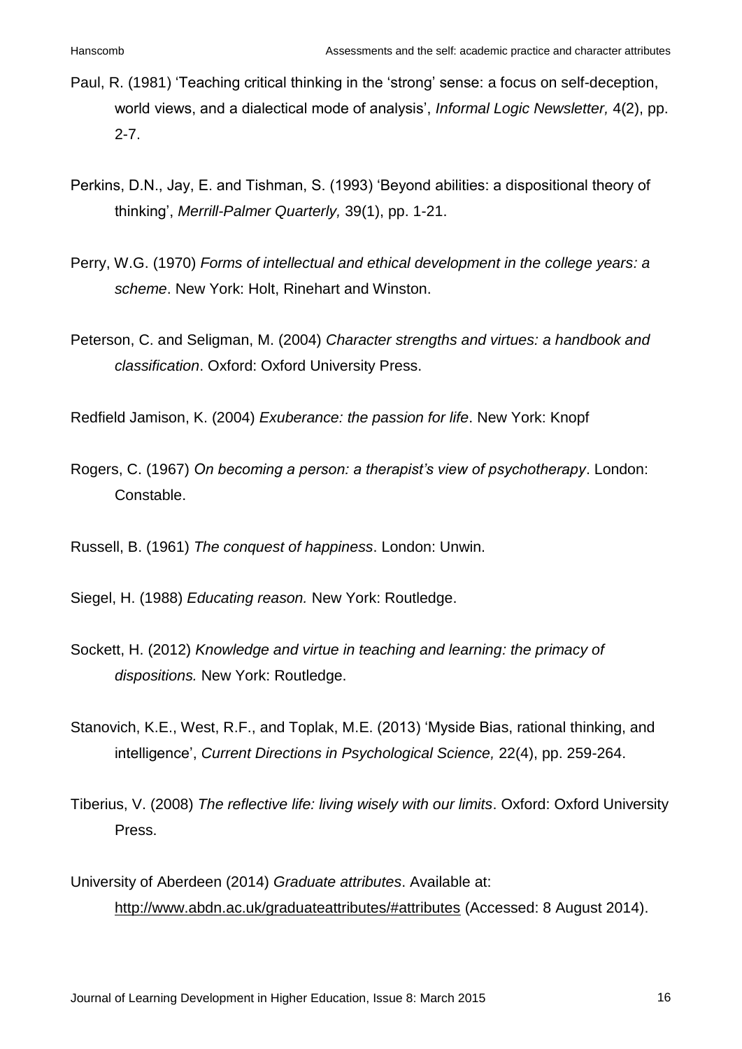Paul, R. (1981) 'Teaching critical thinking in the 'strong' sense: a focus on self-deception, world views, and a dialectical mode of analysis', *Informal Logic Newsletter,* 4(2), pp. 2-7.

Perkins, D.N., Jay, E. and Tishman, S. (1993) 'Beyond abilities: a dispositional theory of thinking', *Merrill-Palmer Quarterly,* 39(1), pp. 1-21.

Perry, W.G. (1970) *Forms of intellectual and ethical development in the college years: a scheme*. New York: Holt, Rinehart and Winston.

Peterson, C. and Seligman, M. (2004) *Character strengths and virtues: a handbook and classification*. Oxford: Oxford University Press.

Redfield Jamison, K. (2004) *Exuberance: the passion for life*. New York: Knopf

Rogers, C. (1967) *On becoming a person: a therapist's view of psychotherapy*. London: Constable.

Russell, B. (1961) *The conquest of happiness*. London: Unwin.

Siegel, H. (1988) *Educating reason.* New York: Routledge.

Sockett, H. (2012) *Knowledge and virtue in teaching and learning: the primacy of dispositions.* New York: Routledge.

Stanovich, K.E., West, R.F., and Toplak, M.E. (2013) 'Myside Bias, rational thinking, and intelligence', *Current Directions in Psychological Science,* 22(4), pp. 259-264.

Tiberius, V. (2008) *The reflective life: living wisely with our limits*. Oxford: Oxford University Press.

University of Aberdeen (2014) *Graduate attributes*. Available at: http://www.abdn.ac.uk/graduateattributes/#attributes (Accessed: 8 August 2014).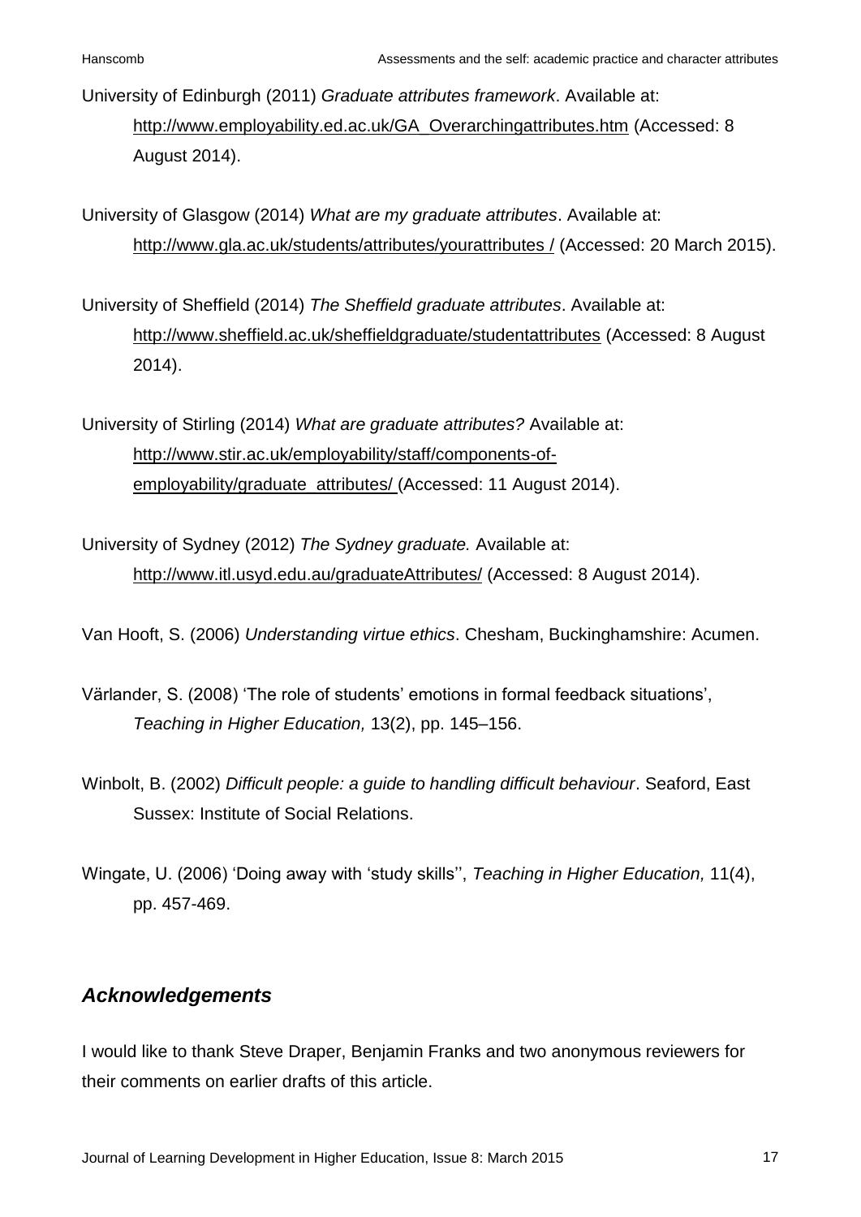University of Edinburgh (2011) *Graduate attributes framework*. Available at: http://www.employability.ed.ac.uk/GA_Overarchingattributes.htm (Accessed: 8 August 2014).

University of Glasgow (2014) *What are my graduate attributes*. Available at: http://www.gla.ac.uk/students/attributes/yourattributes / (Accessed: 20 March 2015).

University of Sheffield (2014) *The Sheffield graduate attributes*. Available at: http://www.sheffield.ac.uk/sheffieldgraduate/studentattributes (Accessed: 8 August 2014).

University of Stirling (2014) *What are graduate attributes?* Available at: http://www.stir.ac.uk/employability/staff/components-of-employability/graduate_attributes/ (Accessed: 11 August 2014).

University of Sydney (2012) *The Sydney graduate.* Available at: http://www.itl.usyd.edu.au/graduateAttributes/ (Accessed: 8 August 2014).

Van Hooft, S. (2006) *Understanding virtue ethics*. Chesham, Buckinghamshire: Acumen.

Värlander, S. (2008) 'The role of students' emotions in formal feedback situations', *Teaching in Higher Education,* 13(2), pp. 145–156.

Winbolt, B. (2002) *Difficult people: a guide to handling difficult behaviour*. Seaford, East Sussex: Institute of Social Relations.

Wingate, U. (2006) 'Doing away with 'study skills'', *Teaching in Higher Education,* 11(4), pp. 457-469.

## *Acknowledgements*

I would like to thank Steve Draper, Benjamin Franks and two anonymous reviewers for their comments on earlier drafts of this article.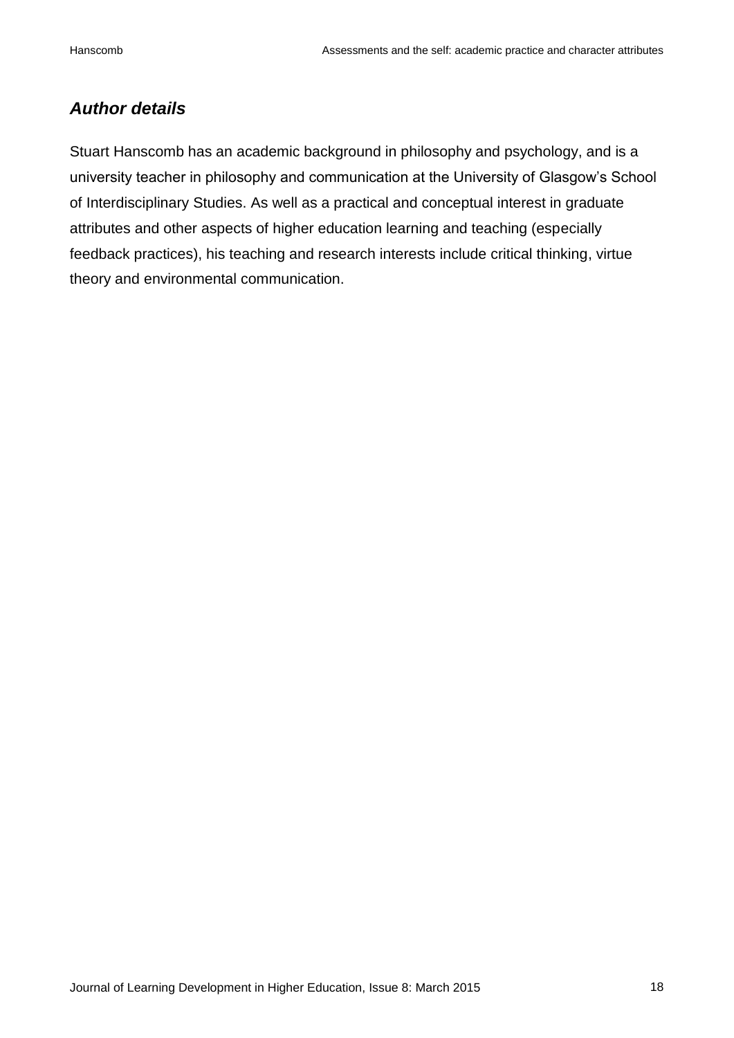### *Author details*

Stuart Hanscomb has an academic background in philosophy and psychology, and is a university teacher in philosophy and communication at the University of Glasgow's School of Interdisciplinary Studies. As well as a practical and conceptual interest in graduate attributes and other aspects of higher education learning and teaching (especially feedback practices), his teaching and research interests include critical thinking, virtue theory and environmental communication.